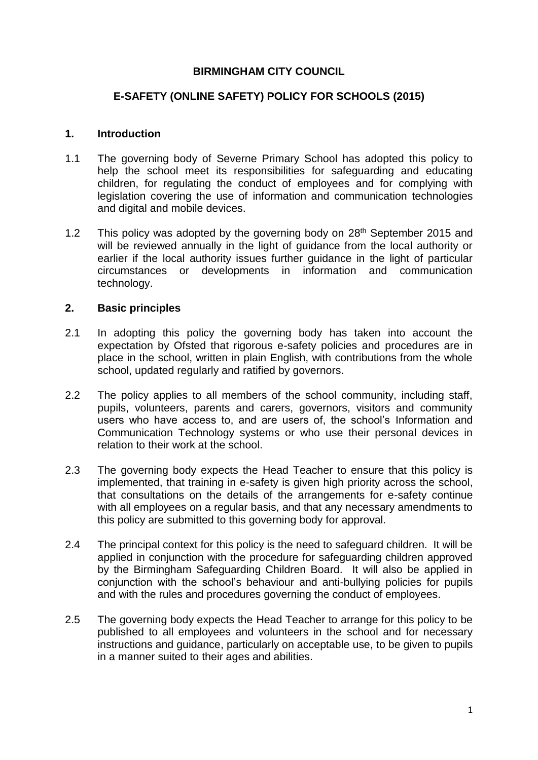**BIRMINGHAM CITY COUNCIL**

**E-SAFETY (ONLINE SAFETY) POLICY FOR SCHOOLS (2015)**

## 1. Introduction

1.1 The governing body of Severne Primary School has adopted this policy to help the school meet its responsibilities for safeguarding and educating children, for regulating the conduct of employees and for complying with legislation covering the use of information and communication technologies and digital and mobile devices.

1.2 This policy was adopted by the governing body on 28th September 2015 and will be reviewed annually in the light of guidance from the local authority or earlier if the local authority issues further guidance in the light of particular circumstances or developments in information and communication technology.

## 2. Basic principles

2.1 In adopting this policy the governing body has taken into account the expectation by Ofsted that rigorous e-safety policies and procedures are in place in the school, written in plain English, with contributions from the whole school, updated regularly and ratified by governors.

2.2 The policy applies to all members of the school community, including staff, pupils, volunteers, parents and carers, governors, visitors and community users who have access to, and are users of, the school's Information and Communication Technology systems or who use their personal devices in relation to their work at the school.

2.3 The governing body expects the Head Teacher to ensure that this policy is implemented, that training in e-safety is given high priority across the school, that consultations on the details of the arrangements for e-safety continue with all employees on a regular basis, and that any necessary amendments to this policy are submitted to this governing body for approval.

2.4 The principal context for this policy is the need to safeguard children. It will be applied in conjunction with the procedure for safeguarding children approved by the Birmingham Safeguarding Children Board. It will also be applied in conjunction with the school's behaviour and anti-bullying policies for pupils and with the rules and procedures governing the conduct of employees.

2.5 The governing body expects the Head Teacher to arrange for this policy to be published to all employees and volunteers in the school and for necessary instructions and guidance, particularly on acceptable use, to be given to pupils in a manner suited to their ages and abilities.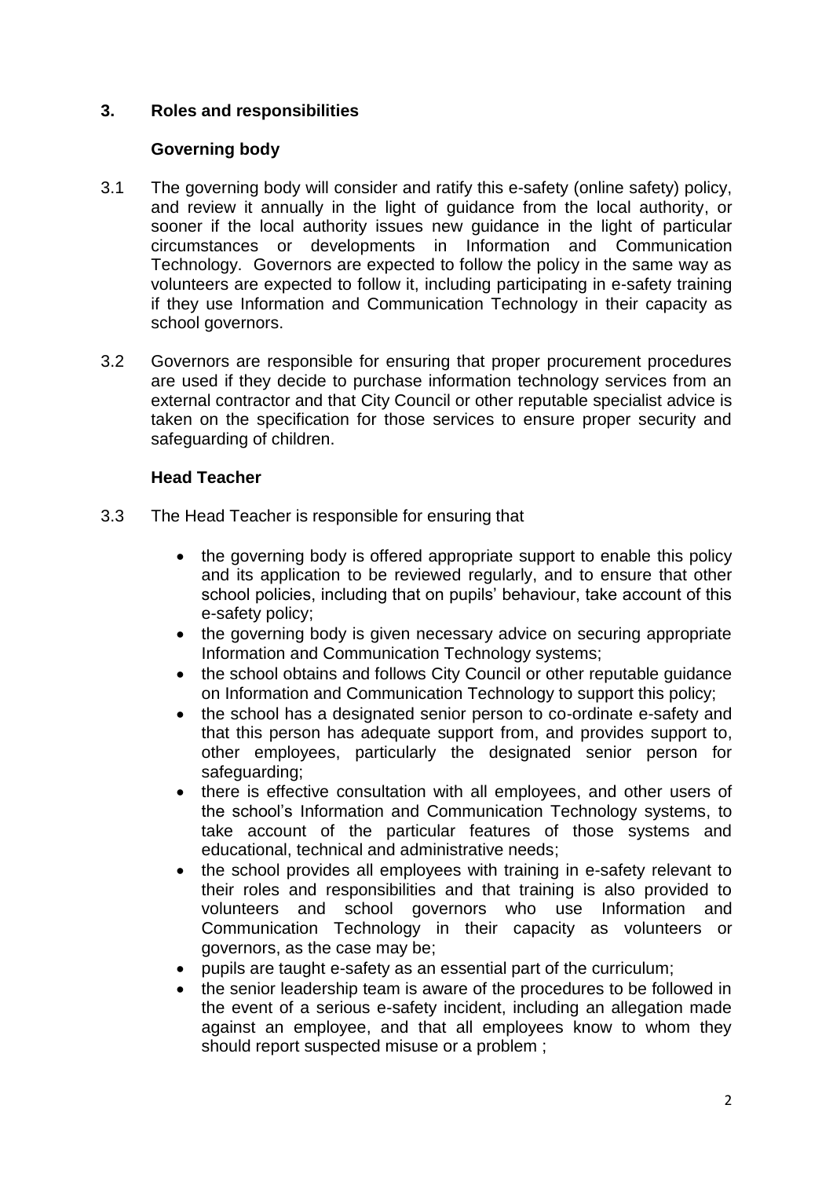## 3. Roles and responsibilities

### Governing body

3.1 The governing body will consider and ratify this e-safety (online safety) policy, and review it annually in the light of guidance from the local authority, or sooner if the local authority issues new guidance in the light of particular circumstances or developments in Information and Communication Technology. Governors are expected to follow the policy in the same way as volunteers are expected to follow it, including participating in e-safety training if they use Information and Communication Technology in their capacity as school governors.

3.2 Governors are responsible for ensuring that proper procurement procedures are used if they decide to purchase information technology services from an external contractor and that City Council or other reputable specialist advice is taken on the specification for those services to ensure proper security and safeguarding of children.

### Head Teacher

3.3 The Head Teacher is responsible for ensuring that

- the governing body is offered appropriate support to enable this policy and its application to be reviewed regularly, and to ensure that other school policies, including that on pupils' behaviour, take account of this e-safety policy;
- the governing body is given necessary advice on securing appropriate Information and Communication Technology systems;
- the school obtains and follows City Council or other reputable guidance on Information and Communication Technology to support this policy;
- the school has a designated senior person to co-ordinate e-safety and that this person has adequate support from, and provides support to, other employees, particularly the designated senior person for safeguarding;
- there is effective consultation with all employees, and other users of the school's Information and Communication Technology systems, to take account of the particular features of those systems and educational, technical and administrative needs;
- the school provides all employees with training in e-safety relevant to their roles and responsibilities and that training is also provided to volunteers and school governors who use Information and Communication Technology in their capacity as volunteers or governors, as the case may be;
- pupils are taught e-safety as an essential part of the curriculum;
- the senior leadership team is aware of the procedures to be followed in the event of a serious e-safety incident, including an allegation made against an employee, and that all employees know to whom they should report suspected misuse or a problem ;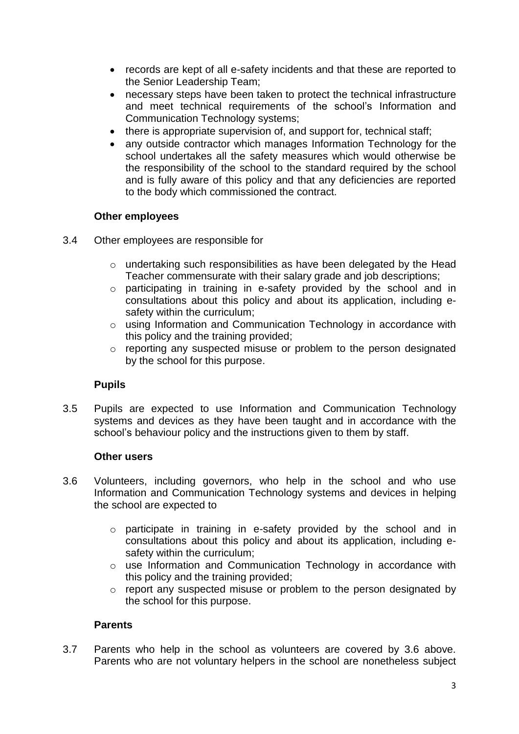- records are kept of all e-safety incidents and that these are reported to the Senior Leadership Team;
- necessary steps have been taken to protect the technical infrastructure and meet technical requirements of the school's Information and Communication Technology systems;
- there is appropriate supervision of, and support for, technical staff;
- any outside contractor which manages Information Technology for the school undertakes all the safety measures which would otherwise be the responsibility of the school to the standard required by the school and is fully aware of this policy and that any deficiencies are reported to the body which commissioned the contract.

**Other employees**

3.4 Other employees are responsible for

- undertaking such responsibilities as have been delegated by the Head Teacher commensurate with their salary grade and job descriptions;
- participating in training in e-safety provided by the school and in consultations about this policy and about its application, including e-safety within the curriculum;
- using Information and Communication Technology in accordance with this policy and the training provided;
- reporting any suspected misuse or problem to the person designated by the school for this purpose.

**Pupils**

3.5 Pupils are expected to use Information and Communication Technology systems and devices as they have been taught and in accordance with the school's behaviour policy and the instructions given to them by staff.

**Other users**

3.6 Volunteers, including governors, who help in the school and who use Information and Communication Technology systems and devices in helping the school are expected to

- participate in training in e-safety provided by the school and in consultations about this policy and about its application, including e-safety within the curriculum;
- use Information and Communication Technology in accordance with this policy and the training provided;
- report any suspected misuse or problem to the person designated by the school for this purpose.

**Parents**

3.7 Parents who help in the school as volunteers are covered by 3.6 above. Parents who are not voluntary helpers in the school are nonetheless subject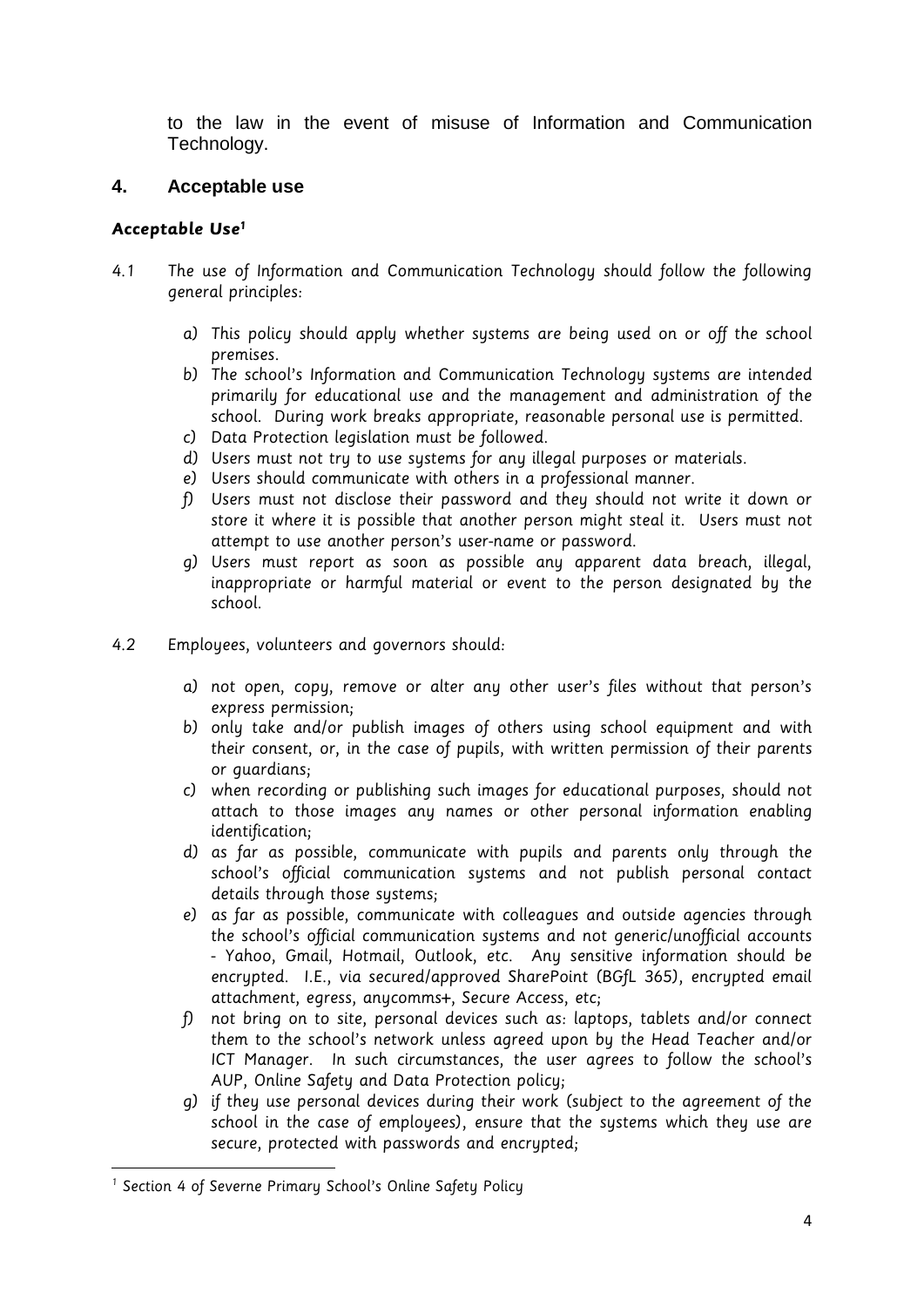to the law in the event of misuse of Information and Communication Technology.

## 4. Acceptable use

### *Acceptable Use*[1]

4.1 The use of Information and Communication Technology should follow the following general principles:

a) This policy should apply whether systems are being used on or off the school premises.
b) The school's Information and Communication Technology systems are intended primarily for educational use and the management and administration of the school. During work breaks appropriate, reasonable personal use is permitted.
c) Data Protection legislation must be followed.
d) Users must not try to use systems for any illegal purposes or materials.
e) Users should communicate with others in a professional manner.
f) Users must not disclose their password and they should not write it down or store it where it is possible that another person might steal it. Users must not attempt to use another person's user-name or password.
g) Users must report as soon as possible any apparent data breach, illegal, inappropriate or harmful material or event to the person designated by the school.

4.2 Employees, volunteers and governors should:

a) not open, copy, remove or alter any other user's files without that person's express permission;
b) only take and/or publish images of others using school equipment and with their consent, or, in the case of pupils, with written permission of their parents or guardians;
c) when recording or publishing such images for educational purposes, should not attach to those images any names or other personal information enabling identification;
d) as far as possible, communicate with pupils and parents only through the school's official communication systems and not publish personal contact details through those systems;
e) as far as possible, communicate with colleagues and outside agencies through the school's official communication systems and not generic/unofficial accounts - Yahoo, Gmail, Hotmail, Outlook, etc. Any sensitive information should be encrypted. I.E., via secured/approved SharePoint (BGfL 365), encrypted email attachment, egress, anycomms+, Secure Access, etc;
f) not bring on to site, personal devices such as: laptops, tablets and/or connect them to the school's network unless agreed upon by the Head Teacher and/or ICT Manager. In such circumstances, the user agrees to follow the school's AUP, Online Safety and Data Protection policy;
g) if they use personal devices during their work (subject to the agreement of the school in the case of employees), ensure that the systems which they use are secure, protected with passwords and encrypted;

[1] Section 4 of Severne Primary School's Online Safety Policy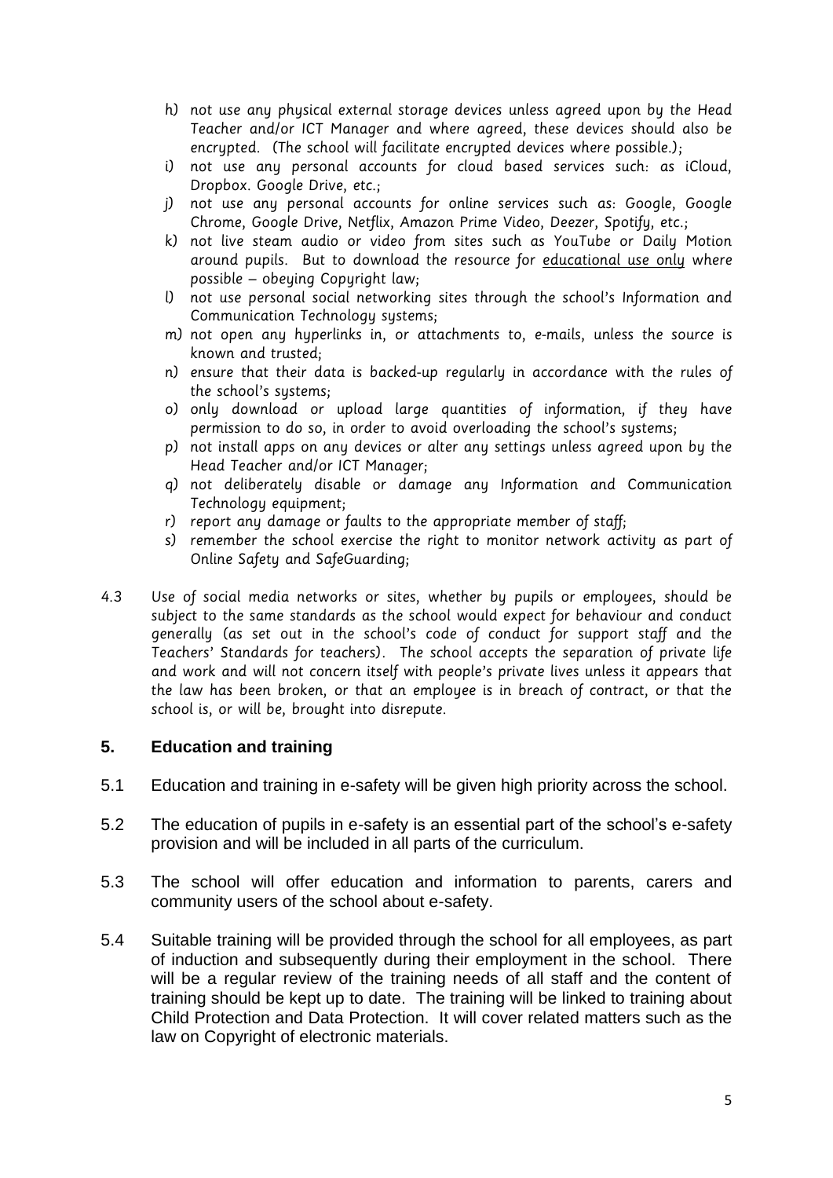h) not use any physical external storage devices unless agreed upon by the Head Teacher and/or ICT Manager and where agreed, these devices should also be encrypted. (The school will facilitate encrypted devices where possible.);
i) not use any personal accounts for cloud based services such: as iCloud, Dropbox. Google Drive, etc.;
j) not use any personal accounts for online services such as: Google, Google Chrome, Google Drive, Netflix, Amazon Prime Video, Deezer, Spotify, etc.;
k) not live steam audio or video from sites such as YouTube or Daily Motion around pupils. But to download the resource for <u>educational use only</u> where possible – obeying Copyright law;
l) not use personal social networking sites through the school's Information and Communication Technology systems;
m) not open any hyperlinks in, or attachments to, e-mails, unless the source is known and trusted;
n) ensure that their data is backed-up regularly in accordance with the rules of the school's systems;
o) only download or upload large quantities of information, if they have permission to do so, in order to avoid overloading the school's systems;
p) not install apps on any devices or alter any settings unless agreed upon by the Head Teacher and/or ICT Manager;
q) not deliberately disable or damage any Information and Communication Technology equipment;
r) report any damage or faults to the appropriate member of staff;
s) remember the school exercise the right to monitor network activity as part of Online Safety and SafeGuarding;

4.3 Use of social media networks or sites, whether by pupils or employees, should be subject to the same standards as the school would expect for behaviour and conduct generally (as set out in the school's code of conduct for support staff and the Teachers' Standards for teachers). The school accepts the separation of private life and work and will not concern itself with people's private lives unless it appears that the law has been broken, or that an employee is in breach of contract, or that the school is, or will be, brought into disrepute.

## 5. Education and training

5.1 Education and training in e-safety will be given high priority across the school.

5.2 The education of pupils in e-safety is an essential part of the school's e-safety provision and will be included in all parts of the curriculum.

5.3 The school will offer education and information to parents, carers and community users of the school about e-safety.

5.4 Suitable training will be provided through the school for all employees, as part of induction and subsequently during their employment in the school. There will be a regular review of the training needs of all staff and the content of training should be kept up to date. The training will be linked to training about Child Protection and Data Protection. It will cover related matters such as the law on Copyright of electronic materials.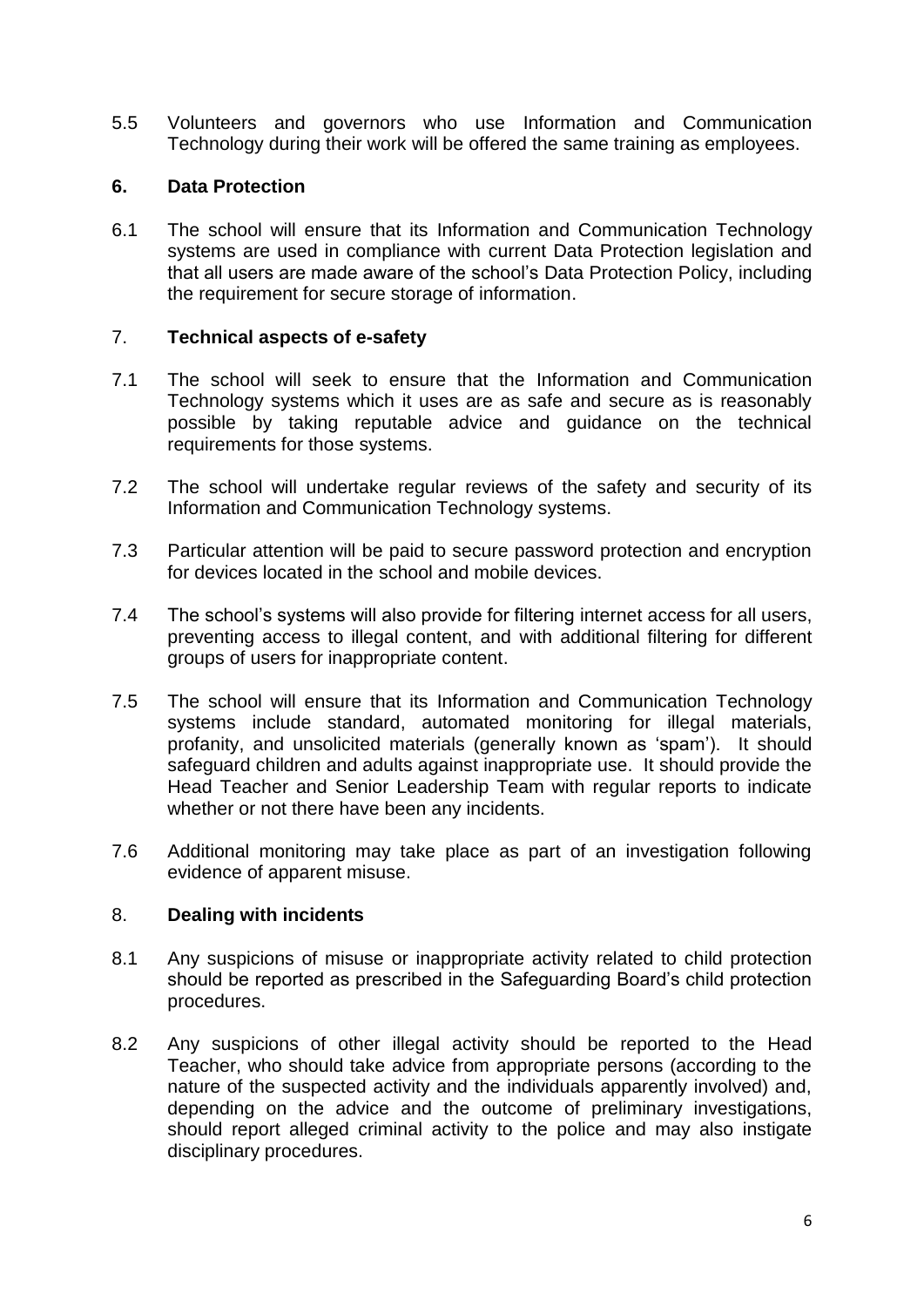5.5 Volunteers and governors who use Information and Communication Technology during their work will be offered the same training as employees.

## 6. Data Protection

6.1 The school will ensure that its Information and Communication Technology systems are used in compliance with current Data Protection legislation and that all users are made aware of the school's Data Protection Policy, including the requirement for secure storage of information.

## 7. Technical aspects of e-safety

7.1 The school will seek to ensure that the Information and Communication Technology systems which it uses are as safe and secure as is reasonably possible by taking reputable advice and guidance on the technical requirements for those systems.

7.2 The school will undertake regular reviews of the safety and security of its Information and Communication Technology systems.

7.3 Particular attention will be paid to secure password protection and encryption for devices located in the school and mobile devices.

7.4 The school's systems will also provide for filtering internet access for all users, preventing access to illegal content, and with additional filtering for different groups of users for inappropriate content.

7.5 The school will ensure that its Information and Communication Technology systems include standard, automated monitoring for illegal materials, profanity, and unsolicited materials (generally known as 'spam'). It should safeguard children and adults against inappropriate use. It should provide the Head Teacher and Senior Leadership Team with regular reports to indicate whether or not there have been any incidents.

7.6 Additional monitoring may take place as part of an investigation following evidence of apparent misuse.

## 8. Dealing with incidents

8.1 Any suspicions of misuse or inappropriate activity related to child protection should be reported as prescribed in the Safeguarding Board's child protection procedures.

8.2 Any suspicions of other illegal activity should be reported to the Head Teacher, who should take advice from appropriate persons (according to the nature of the suspected activity and the individuals apparently involved) and, depending on the advice and the outcome of preliminary investigations, should report alleged criminal activity to the police and may also instigate disciplinary procedures.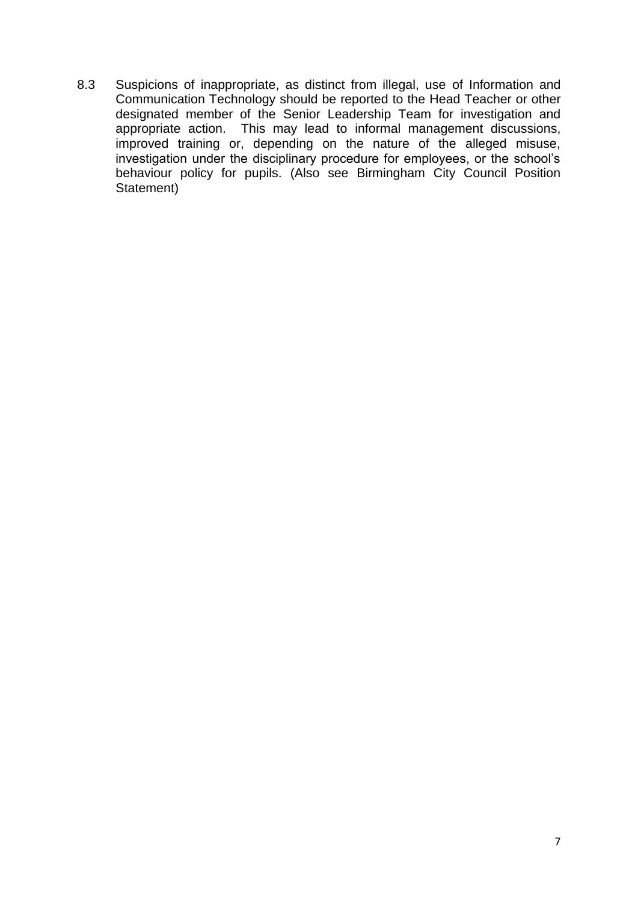8.3 Suspicions of inappropriate, as distinct from illegal, use of Information and Communication Technology should be reported to the Head Teacher or other designated member of the Senior Leadership Team for investigation and appropriate action. This may lead to informal management discussions, improved training or, depending on the nature of the alleged misuse, investigation under the disciplinary procedure for employees, or the school's behaviour policy for pupils. (Also see Birmingham City Council Position Statement)